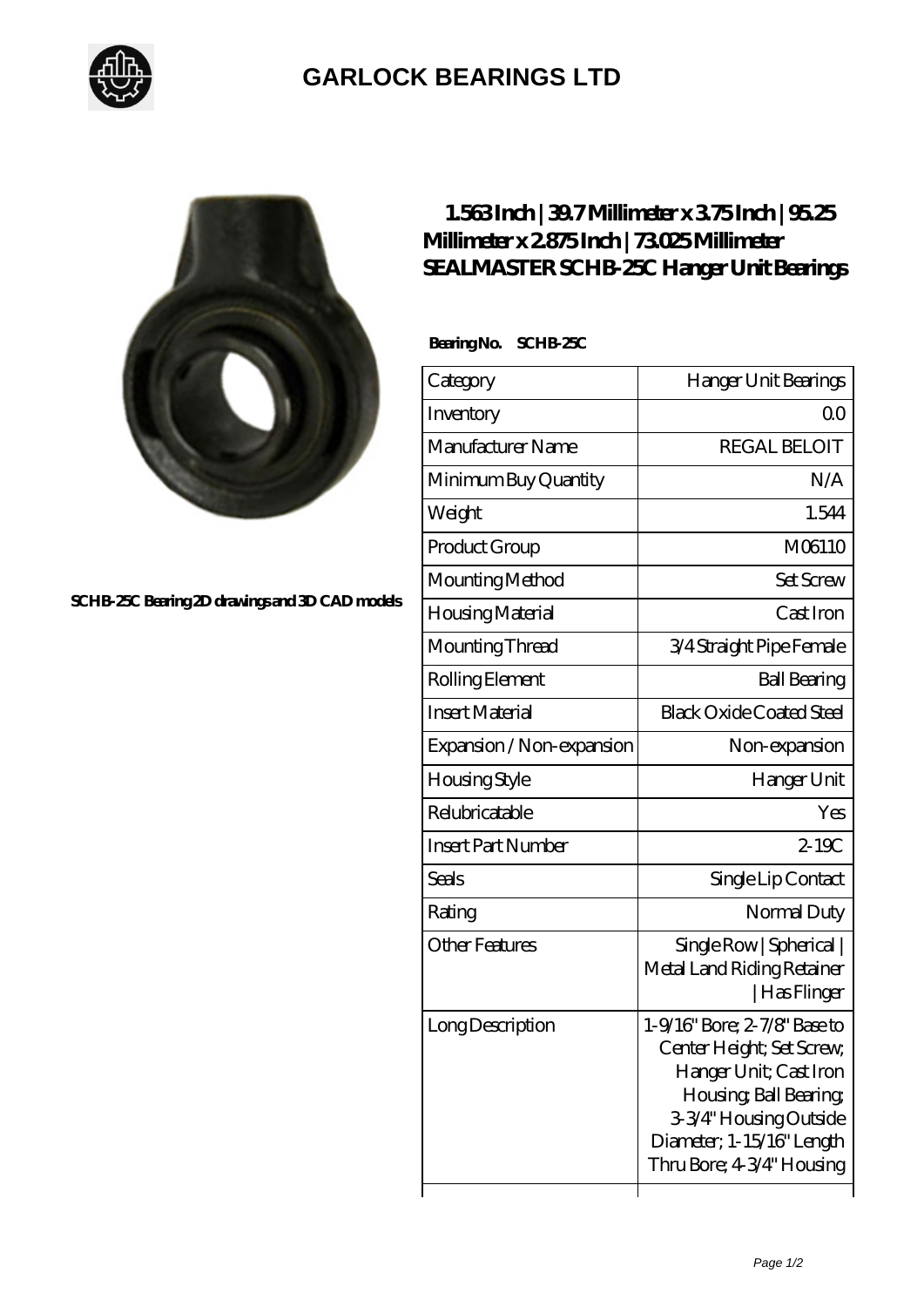# GARLOCK BEARINGS LTD

SCHB-25C Bearing 2D drawings and 3D CAD models

## 1.563 Inch | 39.7 Millimeter x 3.75 Inch | 95.25 Millimeter x 2.875 Inch | 73.025 Millimeter SEALMASTER SCHB-25C Hanger Unit Bearings

**Bearing No. SCHB-25C**

| Category | Hanger Unit Bearings |
|---|---|
| Inventory | 0.0 |
| Manufacturer Name | REGAL BELOIT |
| Minimum Buy Quantity | N/A |
| Weight | 1.544 |
| Product Group | M06110 |
| Mounting Method | Set Screw |
| Housing Material | Cast Iron |
| Mounting Thread | 3/4 Straight Pipe Female |
| Rolling Element | Ball Bearing |
| Insert Material | Black Oxide Coated Steel |
| Expansion / Non-expansion | Non-expansion |
| Housing Style | Hanger Unit |
| Relubricatable | Yes |
| Insert Part Number | 2-19C |
| Seals | Single Lip Contact |
| Rating | Normal Duty |
| Other Features | Single Row \| Spherical \| Metal Land Riding Retainer \| Has Flinger |
| Long Description | 1-9/16" Bore; 2-7/8" Base to Center Height; Set Screw; Hanger Unit; Cast Iron Housing; Ball Bearing; 3-3/4" Housing Outside Diameter; 1-15/16" Length Thru Bore; 4-3/4" Housing |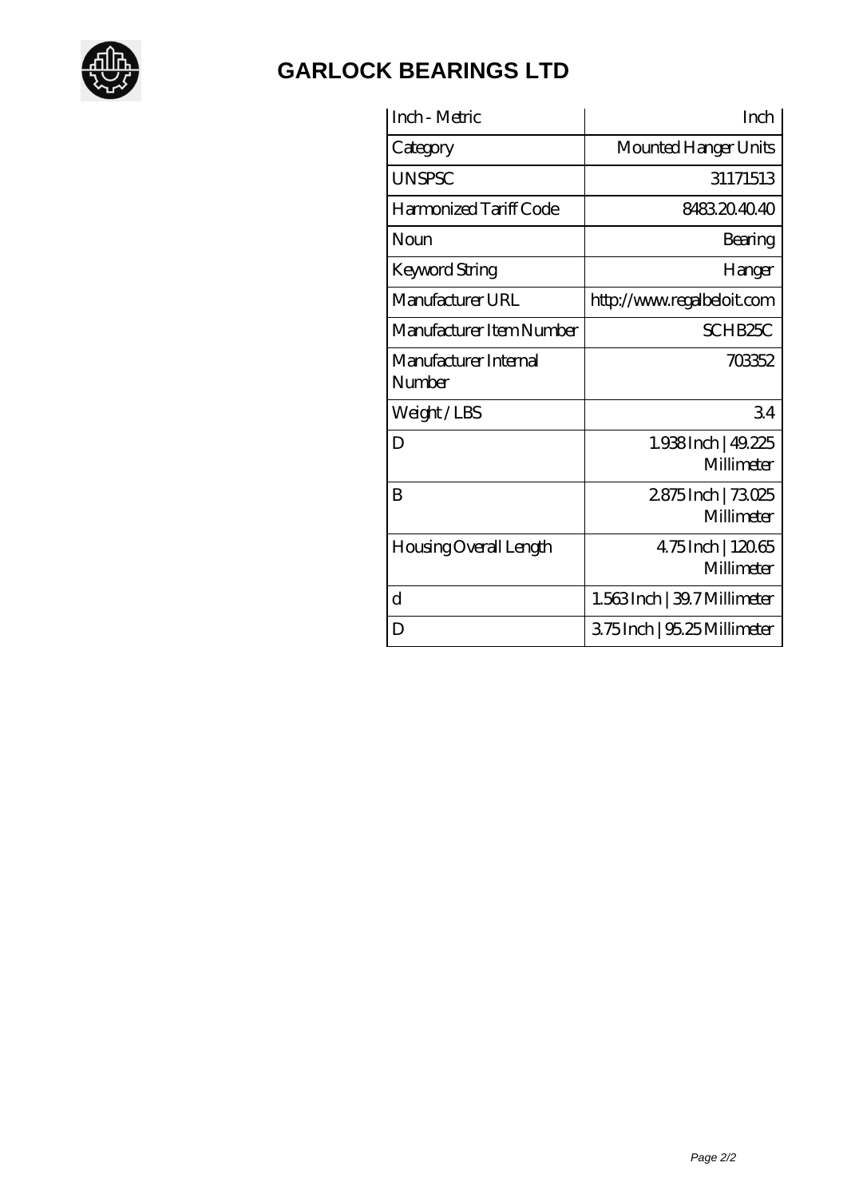# GARLOCK BEARINGS LTD

| | |
|---|---|
| Inch - Metric | Inch |
| Category | Mounted Hanger Units |
| UNSPSC | 31171513 |
| Harmonized Tariff Code | 8483.20.40.40 |
| Noun | Bearing |
| Keyword String | Hanger |
| Manufacturer URL | http://www.regalbeloit.com |
| Manufacturer Item Number | SCHB25C |
| Manufacturer Internal Number | 703352 |
| Weight / LBS | 3.4 |
| D | 1.938 Inch \| 49.225 Millimeter |
| B | 2.875 Inch \| 73.025 Millimeter |
| Housing Overall Length | 4.75 Inch \| 120.65 Millimeter |
| d | 1.563 Inch \| 39.7 Millimeter |
| D | 3.75 Inch \| 95.25 Millimeter |